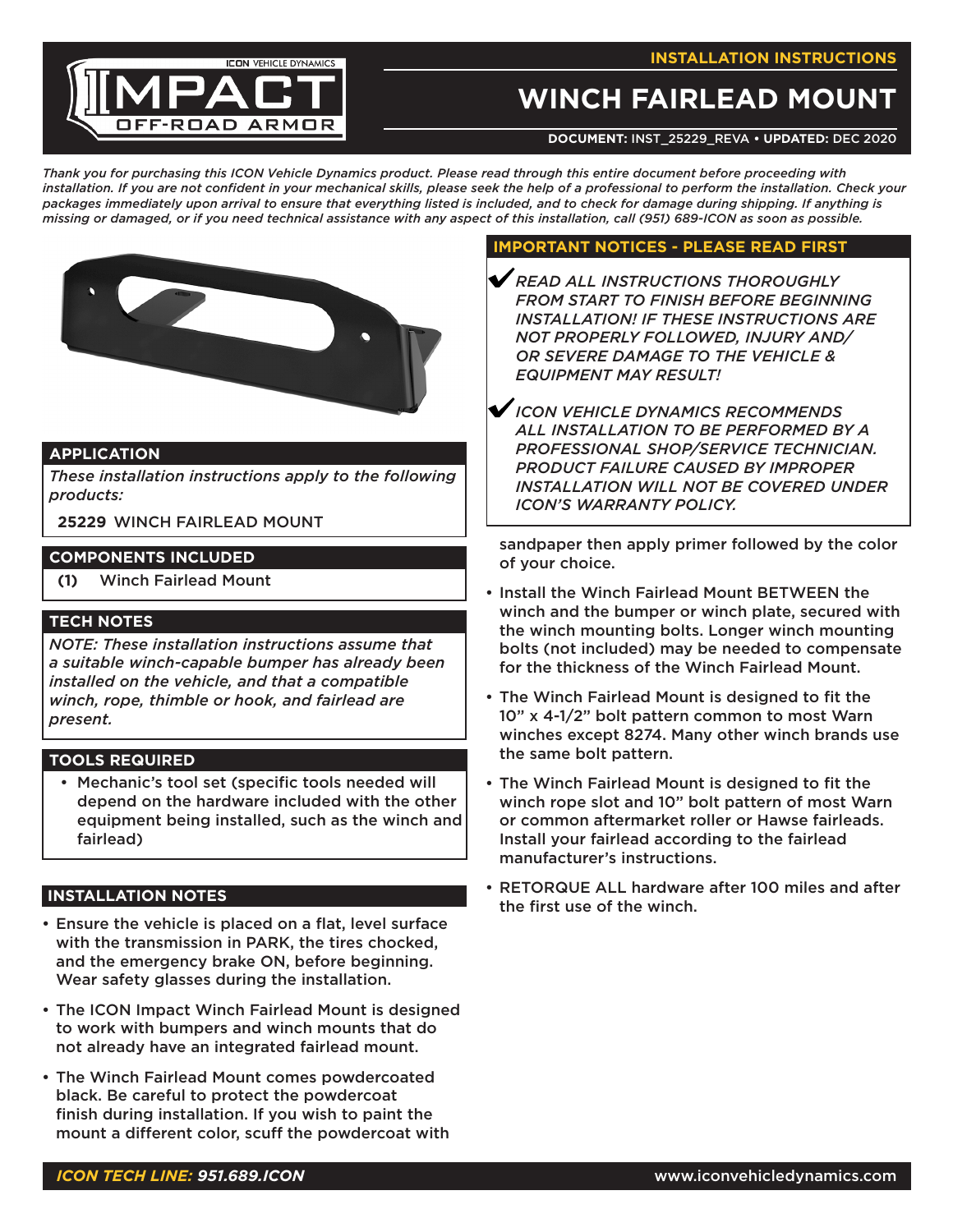INSTALLATION INSTRUCTIONS

# WINCH FAIRLEAD MOUNT

**DOCUMENT:** INST_25229_REVA • **UPDATED:** DEC 2020

*Thank you for purchasing this ICON Vehicle Dynamics product. Please read through this entire document before proceeding with installation. If you are not confident in your mechanical skills, please seek the help of a professional to perform the installation. Check your packages immediately upon arrival to ensure that everything listed is included, and to check for damage during shipping. If anything is missing or damaged, or if you need technical assistance with any aspect of this installation, call (951) 689-ICON as soon as possible.*

## APPLICATION

*These installation instructions apply to the following products:*

**25229** WINCH FAIRLEAD MOUNT

## COMPONENTS INCLUDED

**(1)** Winch Fairlead Mount

## TECH NOTES

*NOTE: These installation instructions assume that a suitable winch-capable bumper has already been installed on the vehicle, and that a compatible winch, rope, thimble or hook, and fairlead are present.*

## TOOLS REQUIRED

- Mechanic's tool set (specific tools needed will depend on the hardware included with the other equipment being installed, such as the winch and fairlead)

## INSTALLATION NOTES

- Ensure the vehicle is placed on a flat, level surface with the transmission in PARK, the tires chocked, and the emergency brake ON, before beginning. Wear safety glasses during the installation.
- The ICON Impact Winch Fairlead Mount is designed to work with bumpers and winch mounts that do not already have an integrated fairlead mount.
- The Winch Fairlead Mount comes powdercoated black. Be careful to protect the powdercoat finish during installation. If you wish to paint the mount a different color, scuff the powdercoat with sandpaper then apply primer followed by the color of your choice.
- Install the Winch Fairlead Mount BETWEEN the winch and the bumper or winch plate, secured with the winch mounting bolts. Longer winch mounting bolts (not included) may be needed to compensate for the thickness of the Winch Fairlead Mount.
- The Winch Fairlead Mount is designed to fit the 10" x 4-1/2" bolt pattern common to most Warn winches except 8274. Many other winch brands use the same bolt pattern.
- The Winch Fairlead Mount is designed to fit the winch rope slot and 10" bolt pattern of most Warn or common aftermarket roller or Hawse fairleads. Install your fairlead according to the fairlead manufacturer's instructions.
- RETORQUE ALL hardware after 100 miles and after the first use of the winch.

## IMPORTANT NOTICES - PLEASE READ FIRST

✔ *READ ALL INSTRUCTIONS THOROUGHLY FROM START TO FINISH BEFORE BEGINNING INSTALLATION! IF THESE INSTRUCTIONS ARE NOT PROPERLY FOLLOWED, INJURY AND/ OR SEVERE DAMAGE TO THE VEHICLE & EQUIPMENT MAY RESULT!*

✔ *ICON VEHICLE DYNAMICS RECOMMENDS ALL INSTALLATION TO BE PERFORMED BY A PROFESSIONAL SHOP/SERVICE TECHNICIAN. PRODUCT FAILURE CAUSED BY IMPROPER INSTALLATION WILL NOT BE COVERED UNDER ICON'S WARRANTY POLICY.*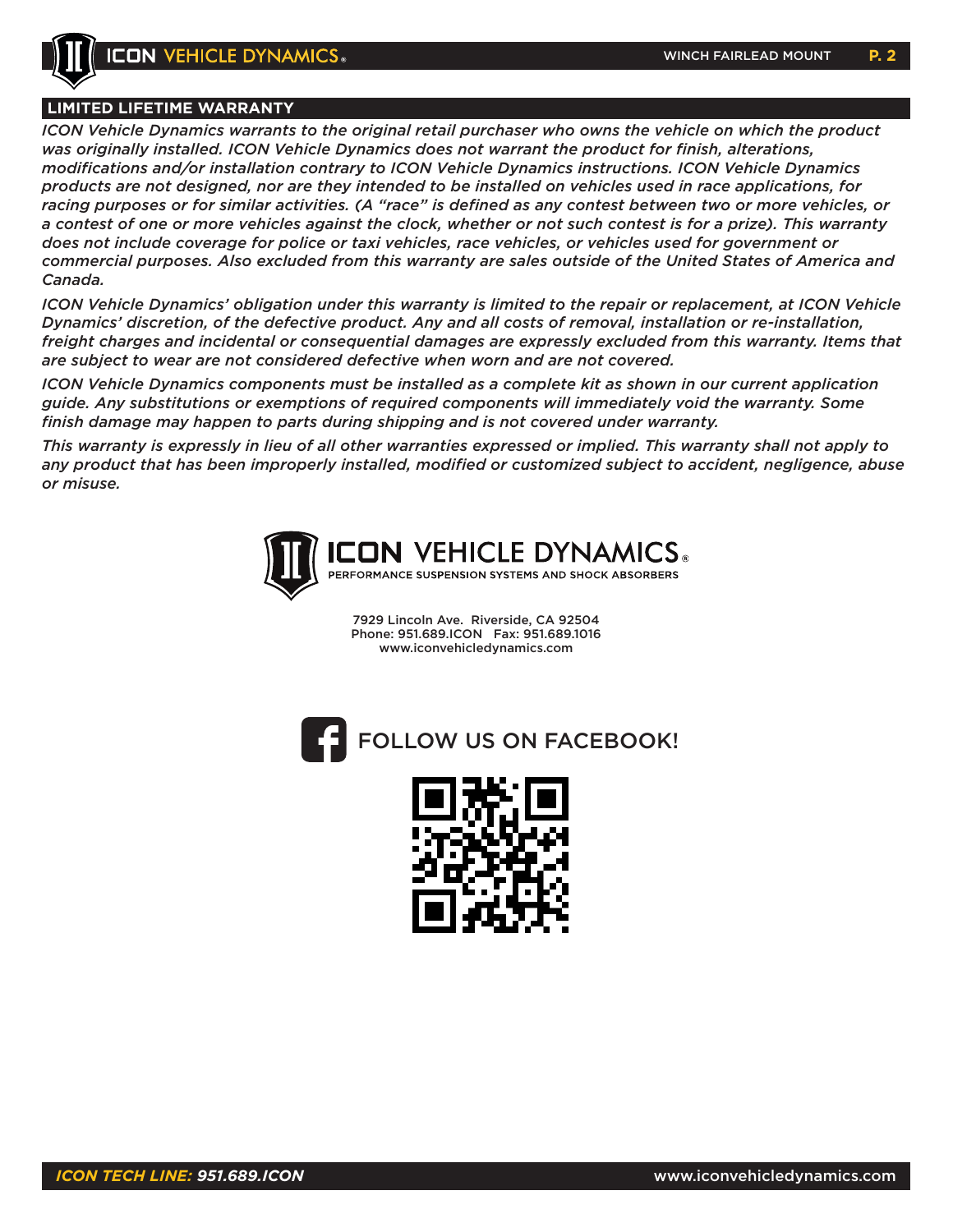## LIMITED LIFETIME WARRANTY

*ICON Vehicle Dynamics warrants to the original retail purchaser who owns the vehicle on which the product was originally installed. ICON Vehicle Dynamics does not warrant the product for finish, alterations, modifications and/or installation contrary to ICON Vehicle Dynamics instructions. ICON Vehicle Dynamics products are not designed, nor are they intended to be installed on vehicles used in race applications, for racing purposes or for similar activities. (A "race" is defined as any contest between two or more vehicles, or a contest of one or more vehicles against the clock, whether or not such contest is for a prize). This warranty does not include coverage for police or taxi vehicles, race vehicles, or vehicles used for government or commercial purposes. Also excluded from this warranty are sales outside of the United States of America and Canada.*

*ICON Vehicle Dynamics' obligation under this warranty is limited to the repair or replacement, at ICON Vehicle Dynamics' discretion, of the defective product. Any and all costs of removal, installation or re-installation, freight charges and incidental or consequential damages are expressly excluded from this warranty. Items that are subject to wear are not considered defective when worn and are not covered.*

*ICON Vehicle Dynamics components must be installed as a complete kit as shown in our current application guide. Any substitutions or exemptions of required components will immediately void the warranty. Some finish damage may happen to parts during shipping and is not covered under warranty.*

*This warranty is expressly in lieu of all other warranties expressed or implied. This warranty shall not apply to any product that has been improperly installed, modified or customized subject to accident, negligence, abuse or misuse.*

ICON VEHICLE DYNAMICS®
PERFORMANCE SUSPENSION SYSTEMS AND SHOCK ABSORBERS

7929 Lincoln Ave. Riverside, CA 92504
Phone: 951.689.ICON Fax: 951.689.1016
www.iconvehicledynamics.com

FOLLOW US ON FACEBOOK!